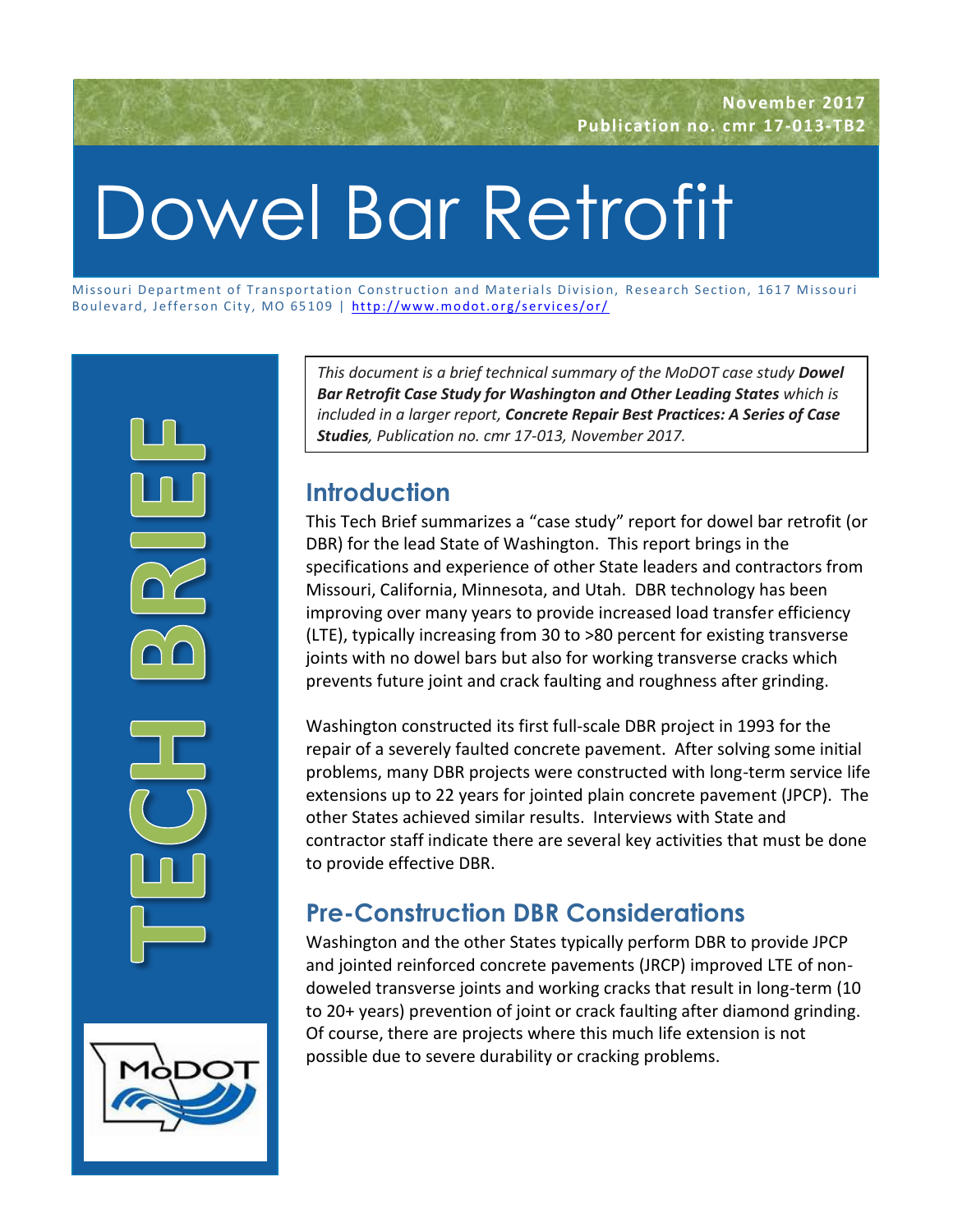November 2017
Publication no. cmr 17-013-TB2

# Dowel Bar Retrofit

Missouri Department of Transportation Construction and Materials Division, Research Section, 1617 Missouri Boulevard, Jefferson City, MO 65109 | http://www.modot.org/services/or/

TECH BRIEF

*This document is a brief technical summary of the MoDOT case study **Dowel Bar Retrofit Case Study for Washington and Other Leading States** which is included in a larger report, **Concrete Repair Best Practices: A Series of Case Studies**, Publication no. cmr 17-013, November 2017.*

## Introduction

This Tech Brief summarizes a "case study" report for dowel bar retrofit (or DBR) for the lead State of Washington. This report brings in the specifications and experience of other State leaders and contractors from Missouri, California, Minnesota, and Utah. DBR technology has been improving over many years to provide increased load transfer efficiency (LTE), typically increasing from 30 to >80 percent for existing transverse joints with no dowel bars but also for working transverse cracks which prevents future joint and crack faulting and roughness after grinding.

Washington constructed its first full-scale DBR project in 1993 for the repair of a severely faulted concrete pavement. After solving some initial problems, many DBR projects were constructed with long-term service life extensions up to 22 years for jointed plain concrete pavement (JPCP). The other States achieved similar results. Interviews with State and contractor staff indicate there are several key activities that must be done to provide effective DBR.

## Pre-Construction DBR Considerations

Washington and the other States typically perform DBR to provide JPCP and jointed reinforced concrete pavements (JRCP) improved LTE of non-doweled transverse joints and working cracks that result in long-term (10 to 20+ years) prevention of joint or crack faulting after diamond grinding. Of course, there are projects where this much life extension is not possible due to severe durability or cracking problems.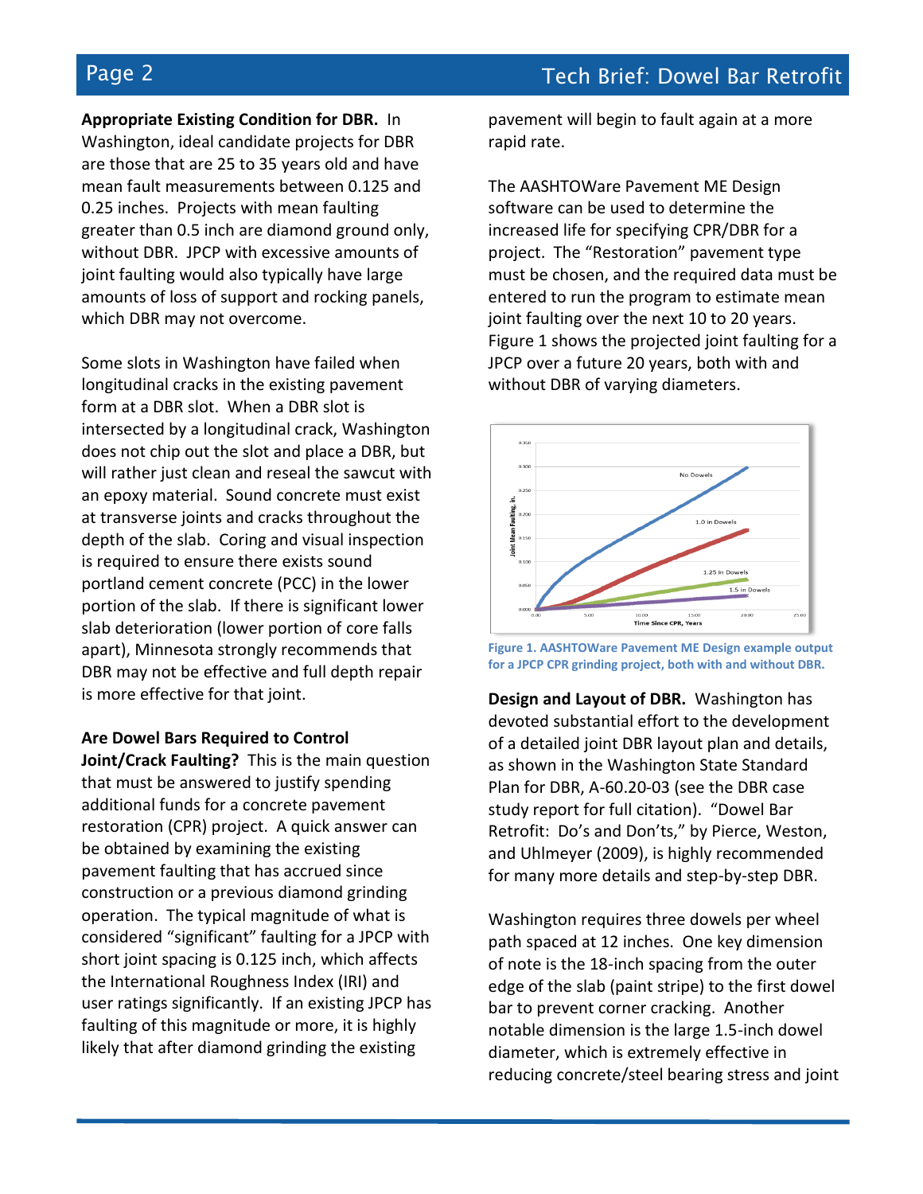**Appropriate Existing Condition for DBR.** In Washington, ideal candidate projects for DBR are those that are 25 to 35 years old and have mean fault measurements between 0.125 and 0.25 inches. Projects with mean faulting greater than 0.5 inch are diamond ground only, without DBR. JPCP with excessive amounts of joint faulting would also typically have large amounts of loss of support and rocking panels, which DBR may not overcome.

Some slots in Washington have failed when longitudinal cracks in the existing pavement form at a DBR slot. When a DBR slot is intersected by a longitudinal crack, Washington does not chip out the slot and place a DBR, but will rather just clean and reseal the sawcut with an epoxy material. Sound concrete must exist at transverse joints and cracks throughout the depth of the slab. Coring and visual inspection is required to ensure there exists sound portland cement concrete (PCC) in the lower portion of the slab. If there is significant lower slab deterioration (lower portion of core falls apart), Minnesota strongly recommends that DBR may not be effective and full depth repair is more effective for that joint.

**Are Dowel Bars Required to Control Joint/Crack Faulting?** This is the main question that must be answered to justify spending additional funds for a concrete pavement restoration (CPR) project. A quick answer can be obtained by examining the existing pavement faulting that has accrued since construction or a previous diamond grinding operation. The typical magnitude of what is considered "significant" faulting for a JPCP with short joint spacing is 0.125 inch, which affects the International Roughness Index (IRI) and user ratings significantly. If an existing JPCP has faulting of this magnitude or more, it is highly likely that after diamond grinding the existing pavement will begin to fault again at a more rapid rate.

The AASHTOWare Pavement ME Design software can be used to determine the increased life for specifying CPR/DBR for a project. The "Restoration" pavement type must be chosen, and the required data must be entered to run the program to estimate mean joint faulting over the next 10 to 20 years. Figure 1 shows the projected joint faulting for a JPCP over a future 20 years, both with and without DBR of varying diameters.

Figure 1. AASHTOWare Pavement ME Design example output for a JPCP CPR grinding project, both with and without DBR.

**Design and Layout of DBR.** Washington has devoted substantial effort to the development of a detailed joint DBR layout plan and details, as shown in the Washington State Standard Plan for DBR, A-60.20-03 (see the DBR case study report for full citation). "Dowel Bar Retrofit: Do's and Don'ts," by Pierce, Weston, and Uhlmeyer (2009), is highly recommended for many more details and step-by-step DBR.

Washington requires three dowels per wheel path spaced at 12 inches. One key dimension of note is the 18-inch spacing from the outer edge of the slab (paint stripe) to the first dowel bar to prevent corner cracking. Another notable dimension is the large 1.5-inch dowel diameter, which is extremely effective in reducing concrete/steel bearing stress and joint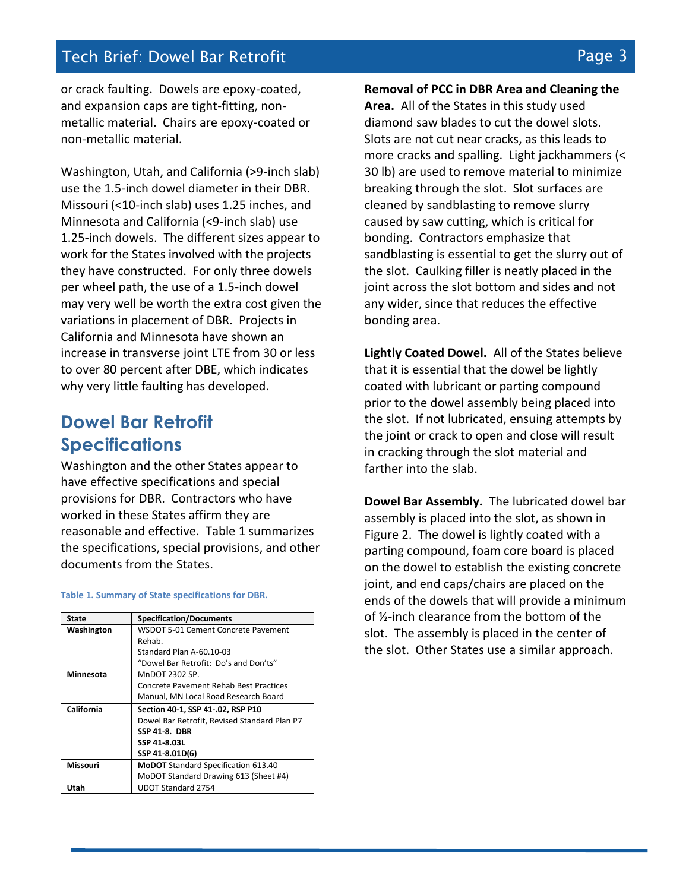or crack faulting. Dowels are epoxy-coated, and expansion caps are tight-fitting, non-metallic material. Chairs are epoxy-coated or non-metallic material.

Washington, Utah, and California (>9-inch slab) use the 1.5-inch dowel diameter in their DBR. Missouri (<10-inch slab) uses 1.25 inches, and Minnesota and California (<9-inch slab) use 1.25-inch dowels. The different sizes appear to work for the States involved with the projects they have constructed. For only three dowels per wheel path, the use of a 1.5-inch dowel may very well be worth the extra cost given the variations in placement of DBR. Projects in California and Minnesota have shown an increase in transverse joint LTE from 30 or less to over 80 percent after DBE, which indicates why very little faulting has developed.

## Dowel Bar Retrofit Specifications

Washington and the other States appear to have effective specifications and special provisions for DBR. Contractors who have worked in these States affirm they are reasonable and effective. Table 1 summarizes the specifications, special provisions, and other documents from the States.

**Table 1. Summary of State specifications for DBR.**

| State | Specification/Documents |
|---|---|
| **Washington** | WSDOT 5-01 Cement Concrete Pavement Rehab.<br>Standard Plan A-60.10-03<br>"Dowel Bar Retrofit: Do's and Don'ts" |
| **Minnesota** | MnDOT 2302 SP.<br>Concrete Pavement Rehab Best Practices Manual, MN Local Road Research Board |
| **California** | **Section 40-1, SSP 41-.02, RSP P10**<br>Dowel Bar Retrofit, Revised Standard Plan P7<br>**SSP 41-8. DBR**<br>**SSP 41-8.03L**<br>**SSP 41-8.01D(6)** |
| **Missouri** | **MoDOT** Standard Specification 613.40<br>MoDOT Standard Drawing 613 (Sheet #4) |
| **Utah** | UDOT Standard 2754 |

**Removal of PCC in DBR Area and Cleaning the Area.** All of the States in this study used diamond saw blades to cut the dowel slots. Slots are not cut near cracks, as this leads to more cracks and spalling. Light jackhammers (< 30 lb) are used to remove material to minimize breaking through the slot. Slot surfaces are cleaned by sandblasting to remove slurry caused by saw cutting, which is critical for bonding. Contractors emphasize that sandblasting is essential to get the slurry out of the slot. Caulking filler is neatly placed in the joint across the slot bottom and sides and not any wider, since that reduces the effective bonding area.

**Lightly Coated Dowel.** All of the States believe that it is essential that the dowel be lightly coated with lubricant or parting compound prior to the dowel assembly being placed into the slot. If not lubricated, ensuing attempts by the joint or crack to open and close will result in cracking through the slot material and farther into the slab.

**Dowel Bar Assembly.** The lubricated dowel bar assembly is placed into the slot, as shown in Figure 2. The dowel is lightly coated with a parting compound, foam core board is placed on the dowel to establish the existing concrete joint, and end caps/chairs are placed on the ends of the dowels that will provide a minimum of ½-inch clearance from the bottom of the slot. The assembly is placed in the center of the slot. Other States use a similar approach.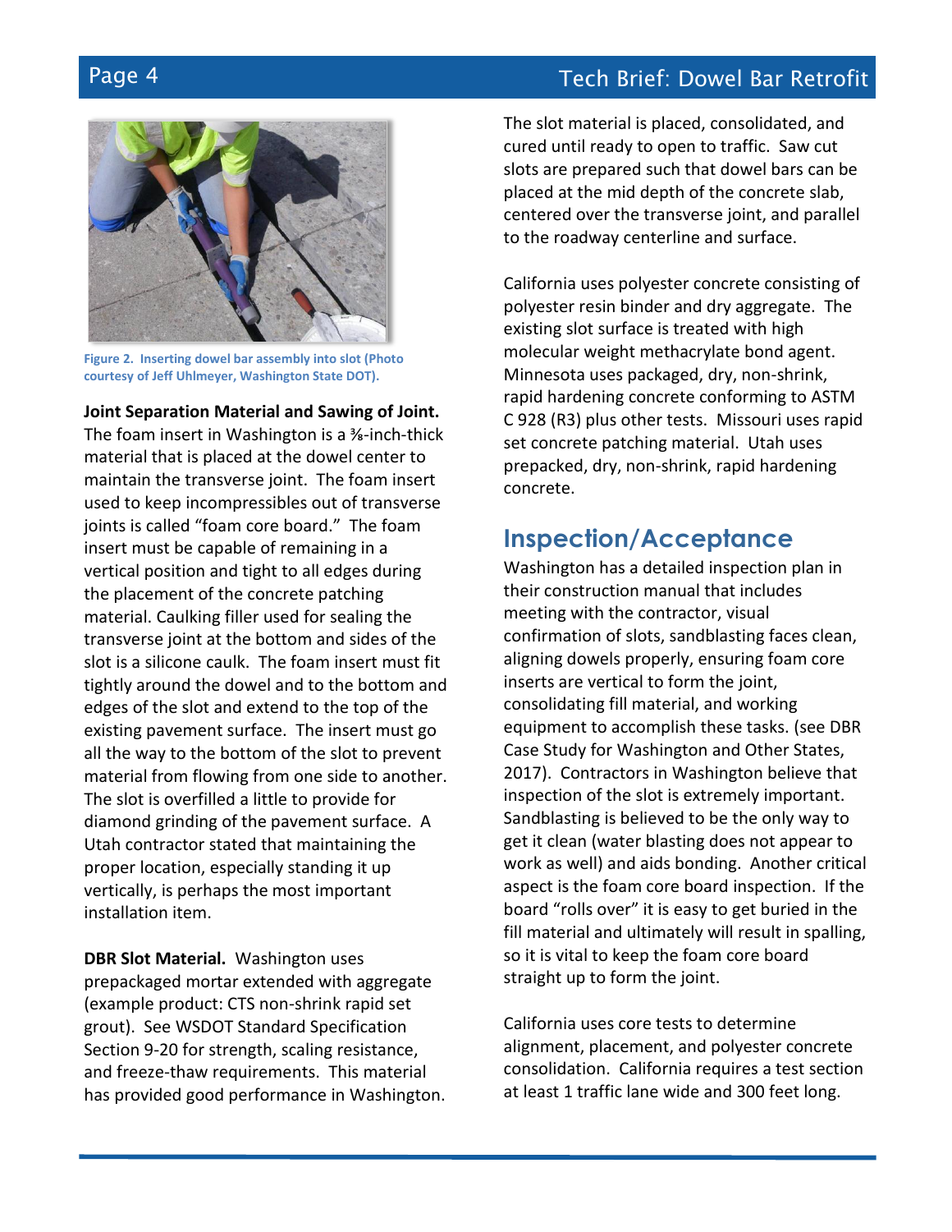Figure 2. Inserting dowel bar assembly into slot (Photo courtesy of Jeff Uhlmeyer, Washington State DOT).

**Joint Separation Material and Sawing of Joint.** The foam insert in Washington is a ⅜-inch-thick material that is placed at the dowel center to maintain the transverse joint. The foam insert used to keep incompressibles out of transverse joints is called "foam core board." The foam insert must be capable of remaining in a vertical position and tight to all edges during the placement of the concrete patching material. Caulking filler used for sealing the transverse joint at the bottom and sides of the slot is a silicone caulk. The foam insert must fit tightly around the dowel and to the bottom and edges of the slot and extend to the top of the existing pavement surface. The insert must go all the way to the bottom of the slot to prevent material from flowing from one side to another. The slot is overfilled a little to provide for diamond grinding of the pavement surface. A Utah contractor stated that maintaining the proper location, especially standing it up vertically, is perhaps the most important installation item.

**DBR Slot Material.** Washington uses prepackaged mortar extended with aggregate (example product: CTS non-shrink rapid set grout). See WSDOT Standard Specification Section 9-20 for strength, scaling resistance, and freeze-thaw requirements. This material has provided good performance in Washington. The slot material is placed, consolidated, and cured until ready to open to traffic. Saw cut slots are prepared such that dowel bars can be placed at the mid depth of the concrete slab, centered over the transverse joint, and parallel to the roadway centerline and surface.

California uses polyester concrete consisting of polyester resin binder and dry aggregate. The existing slot surface is treated with high molecular weight methacrylate bond agent. Minnesota uses packaged, dry, non-shrink, rapid hardening concrete conforming to ASTM C 928 (R3) plus other tests. Missouri uses rapid set concrete patching material. Utah uses prepacked, dry, non-shrink, rapid hardening concrete.

## Inspection/Acceptance

Washington has a detailed inspection plan in their construction manual that includes meeting with the contractor, visual confirmation of slots, sandblasting faces clean, aligning dowels properly, ensuring foam core inserts are vertical to form the joint, consolidating fill material, and working equipment to accomplish these tasks. (see DBR Case Study for Washington and Other States, 2017). Contractors in Washington believe that inspection of the slot is extremely important. Sandblasting is believed to be the only way to get it clean (water blasting does not appear to work as well) and aids bonding. Another critical aspect is the foam core board inspection. If the board "rolls over" it is easy to get buried in the fill material and ultimately will result in spalling, so it is vital to keep the foam core board straight up to form the joint.

California uses core tests to determine alignment, placement, and polyester concrete consolidation. California requires a test section at least 1 traffic lane wide and 300 feet long.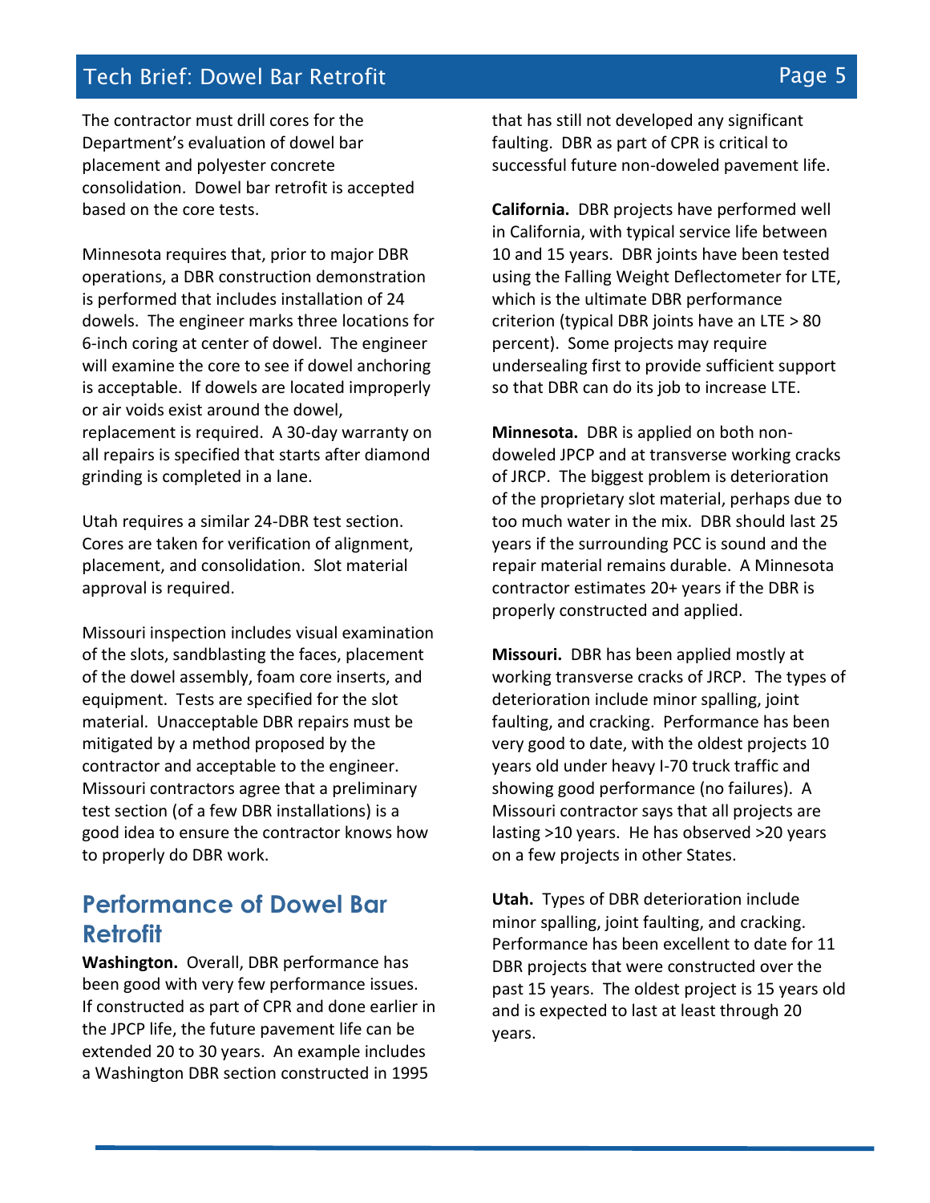The contractor must drill cores for the Department's evaluation of dowel bar placement and polyester concrete consolidation. Dowel bar retrofit is accepted based on the core tests.

Minnesota requires that, prior to major DBR operations, a DBR construction demonstration is performed that includes installation of 24 dowels. The engineer marks three locations for 6-inch coring at center of dowel. The engineer will examine the core to see if dowel anchoring is acceptable. If dowels are located improperly or air voids exist around the dowel, replacement is required. A 30-day warranty on all repairs is specified that starts after diamond grinding is completed in a lane.

Utah requires a similar 24-DBR test section. Cores are taken for verification of alignment, placement, and consolidation. Slot material approval is required.

Missouri inspection includes visual examination of the slots, sandblasting the faces, placement of the dowel assembly, foam core inserts, and equipment. Tests are specified for the slot material. Unacceptable DBR repairs must be mitigated by a method proposed by the contractor and acceptable to the engineer. Missouri contractors agree that a preliminary test section (of a few DBR installations) is a good idea to ensure the contractor knows how to properly do DBR work.

## Performance of Dowel Bar Retrofit

**Washington.** Overall, DBR performance has been good with very few performance issues. If constructed as part of CPR and done earlier in the JPCP life, the future pavement life can be extended 20 to 30 years. An example includes a Washington DBR section constructed in 1995 that has still not developed any significant faulting. DBR as part of CPR is critical to successful future non-doweled pavement life.

**California.** DBR projects have performed well in California, with typical service life between 10 and 15 years. DBR joints have been tested using the Falling Weight Deflectometer for LTE, which is the ultimate DBR performance criterion (typical DBR joints have an LTE > 80 percent). Some projects may require undersealing first to provide sufficient support so that DBR can do its job to increase LTE.

**Minnesota.** DBR is applied on both non-doweled JPCP and at transverse working cracks of JRCP. The biggest problem is deterioration of the proprietary slot material, perhaps due to too much water in the mix. DBR should last 25 years if the surrounding PCC is sound and the repair material remains durable. A Minnesota contractor estimates 20+ years if the DBR is properly constructed and applied.

**Missouri.** DBR has been applied mostly at working transverse cracks of JRCP. The types of deterioration include minor spalling, joint faulting, and cracking. Performance has been very good to date, with the oldest projects 10 years old under heavy I-70 truck traffic and showing good performance (no failures). A Missouri contractor says that all projects are lasting >10 years. He has observed >20 years on a few projects in other States.

**Utah.** Types of DBR deterioration include minor spalling, joint faulting, and cracking. Performance has been excellent to date for 11 DBR projects that were constructed over the past 15 years. The oldest project is 15 years old and is expected to last at least through 20 years.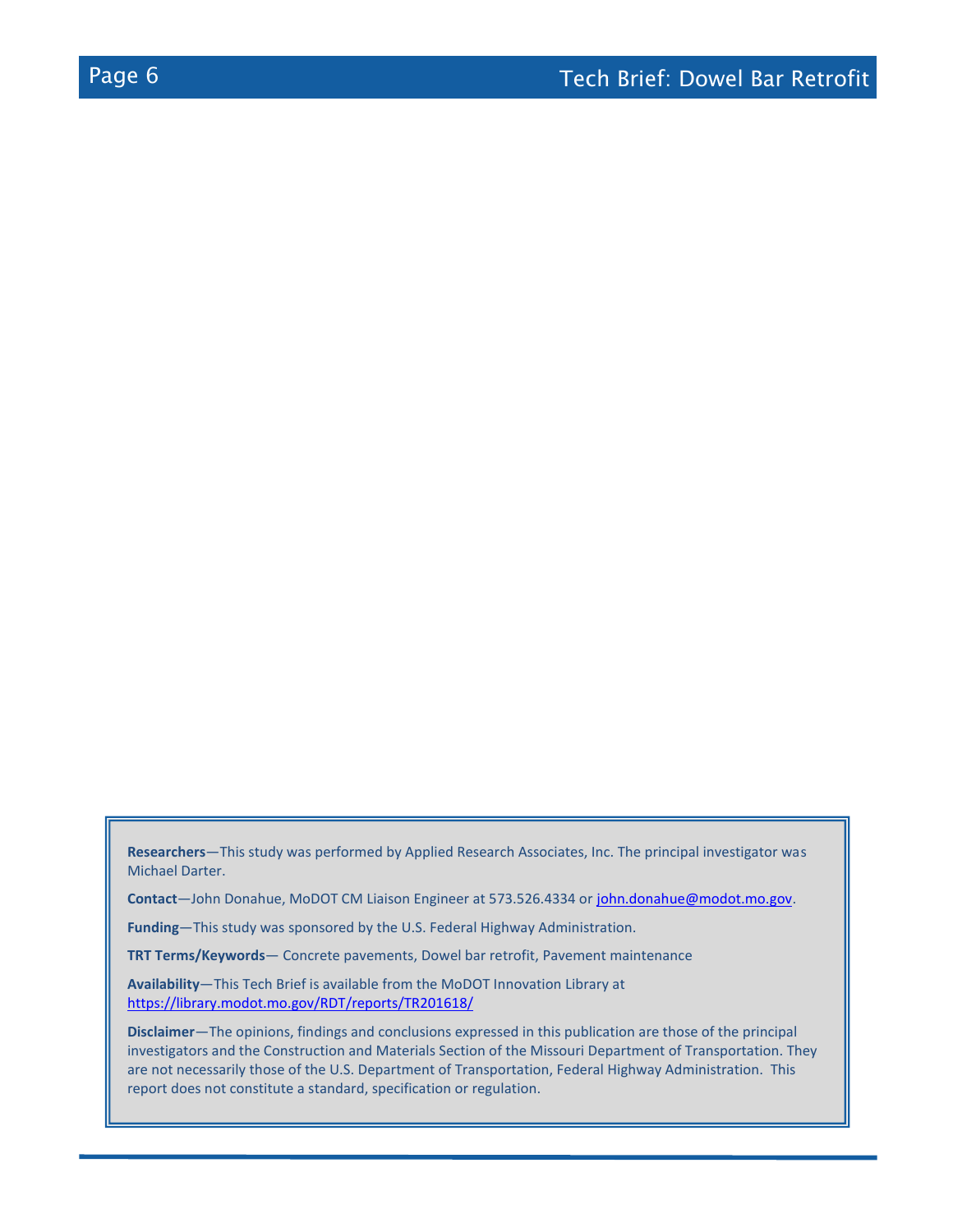**Researchers**—This study was performed by Applied Research Associates, Inc. The principal investigator was Michael Darter.

**Contact**—John Donahue, MoDOT CM Liaison Engineer at 573.526.4334 or john.donahue@modot.mo.gov.

**Funding**—This study was sponsored by the U.S. Federal Highway Administration.

**TRT Terms/Keywords**— Concrete pavements, Dowel bar retrofit, Pavement maintenance

**Availability**—This Tech Brief is available from the MoDOT Innovation Library at https://library.modot.mo.gov/RDT/reports/TR201618/

**Disclaimer**—The opinions, findings and conclusions expressed in this publication are those of the principal investigators and the Construction and Materials Section of the Missouri Department of Transportation. They are not necessarily those of the U.S. Department of Transportation, Federal Highway Administration. This report does not constitute a standard, specification or regulation.